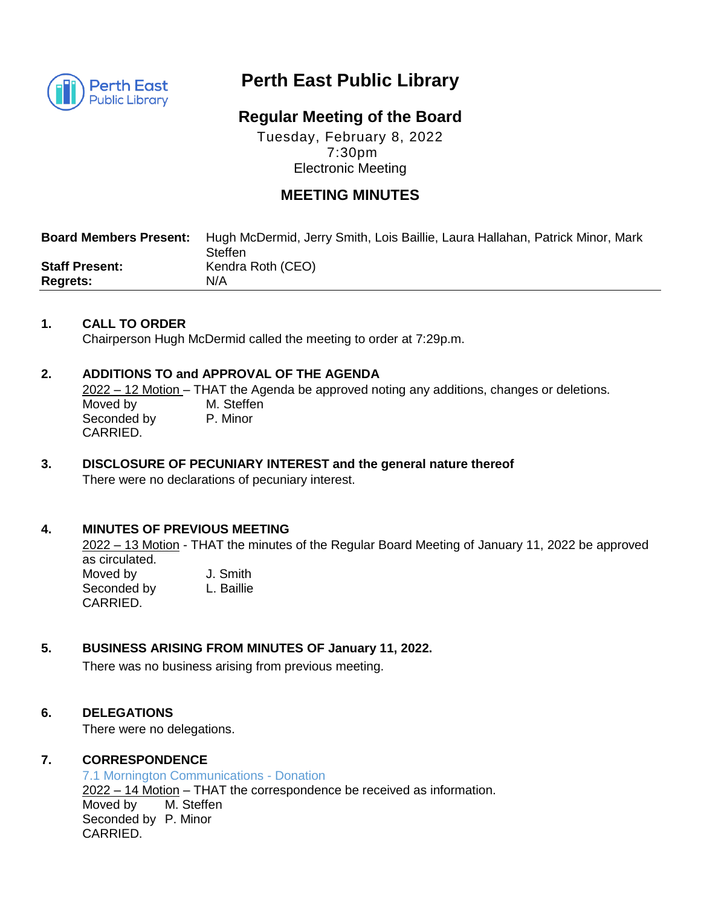# Perth East Public Library

## Regular Meeting of the Board

Tuesday, February 8, 2022
7:30pm
Electronic Meeting

## MEETING MINUTES

| | |
|---|---|
| **Board Members Present:** | Hugh McDermid, Jerry Smith, Lois Baillie, Laura Hallahan, Patrick Minor, Mark Steffen |
| **Staff Present:** | Kendra Roth (CEO) |
| **Regrets:** | N/A |

**1. CALL TO ORDER**

Chairperson Hugh McDermid called the meeting to order at 7:29p.m.

**2. ADDITIONS TO and APPROVAL OF THE AGENDA**

2022 – 12 Motion – THAT the Agenda be approved noting any additions, changes or deletions.
Moved by M. Steffen
Seconded by P. Minor
CARRIED.

**3. DISCLOSURE OF PECUNIARY INTEREST and the general nature thereof**

There were no declarations of pecuniary interest.

**4. MINUTES OF PREVIOUS MEETING**

2022 – 13 Motion - THAT the minutes of the Regular Board Meeting of January 11, 2022 be approved as circulated.
Moved by J. Smith
Seconded by L. Baillie
CARRIED.

**5. BUSINESS ARISING FROM MINUTES OF January 11, 2022.**

There was no business arising from previous meeting.

**6. DELEGATIONS**

There were no delegations.

**7. CORRESPONDENCE**

7.1 Mornington Communications - Donation

2022 – 14 Motion – THAT the correspondence be received as information.
Moved by M. Steffen
Seconded by P. Minor
CARRIED.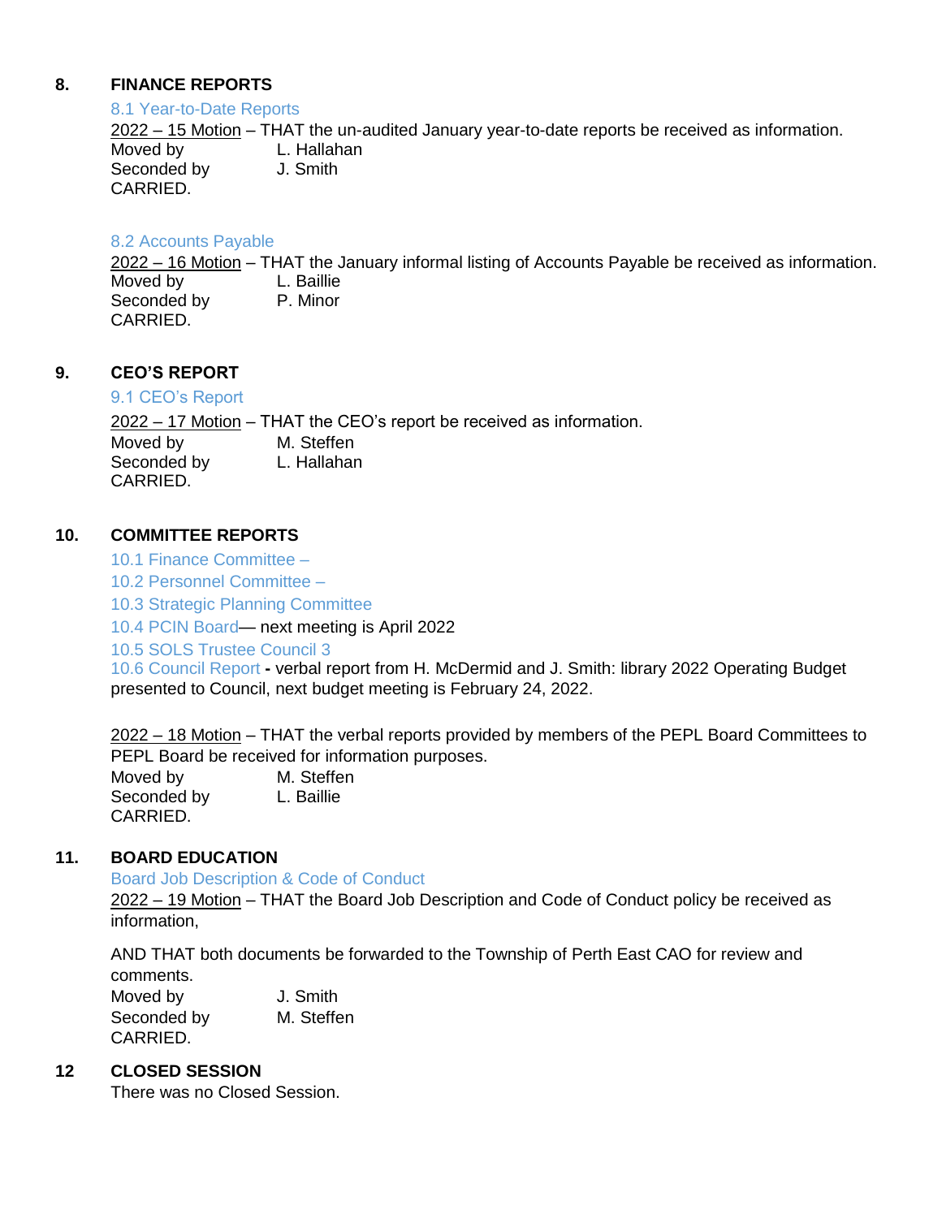## 8. FINANCE REPORTS

8.1 Year-to-Date Reports

2022 – 15 Motion – THAT the un-audited January year-to-date reports be received as information.
Moved by L. Hallahan
Seconded by J. Smith
CARRIED.

8.2 Accounts Payable

2022 – 16 Motion – THAT the January informal listing of Accounts Payable be received as information.
Moved by L. Baillie
Seconded by P. Minor
CARRIED.

## 9. CEO'S REPORT

9.1 CEO's Report

2022 – 17 Motion – THAT the CEO's report be received as information.
Moved by M. Steffen
Seconded by L. Hallahan
CARRIED.

## 10. COMMITTEE REPORTS

10.1 Finance Committee –

10.2 Personnel Committee –

10.3 Strategic Planning Committee

10.4 PCIN Board— next meeting is April 2022

10.5 SOLS Trustee Council 3

10.6 Council Report **-** verbal report from H. McDermid and J. Smith: library 2022 Operating Budget presented to Council, next budget meeting is February 24, 2022.

2022 – 18 Motion – THAT the verbal reports provided by members of the PEPL Board Committees to PEPL Board be received for information purposes.
Moved by M. Steffen
Seconded by L. Baillie
CARRIED.

## 11. BOARD EDUCATION

Board Job Description & Code of Conduct

2022 – 19 Motion – THAT the Board Job Description and Code of Conduct policy be received as information,

AND THAT both documents be forwarded to the Township of Perth East CAO for review and comments.
Moved by J. Smith
Seconded by M. Steffen
CARRIED.

## 12 CLOSED SESSION

There was no Closed Session.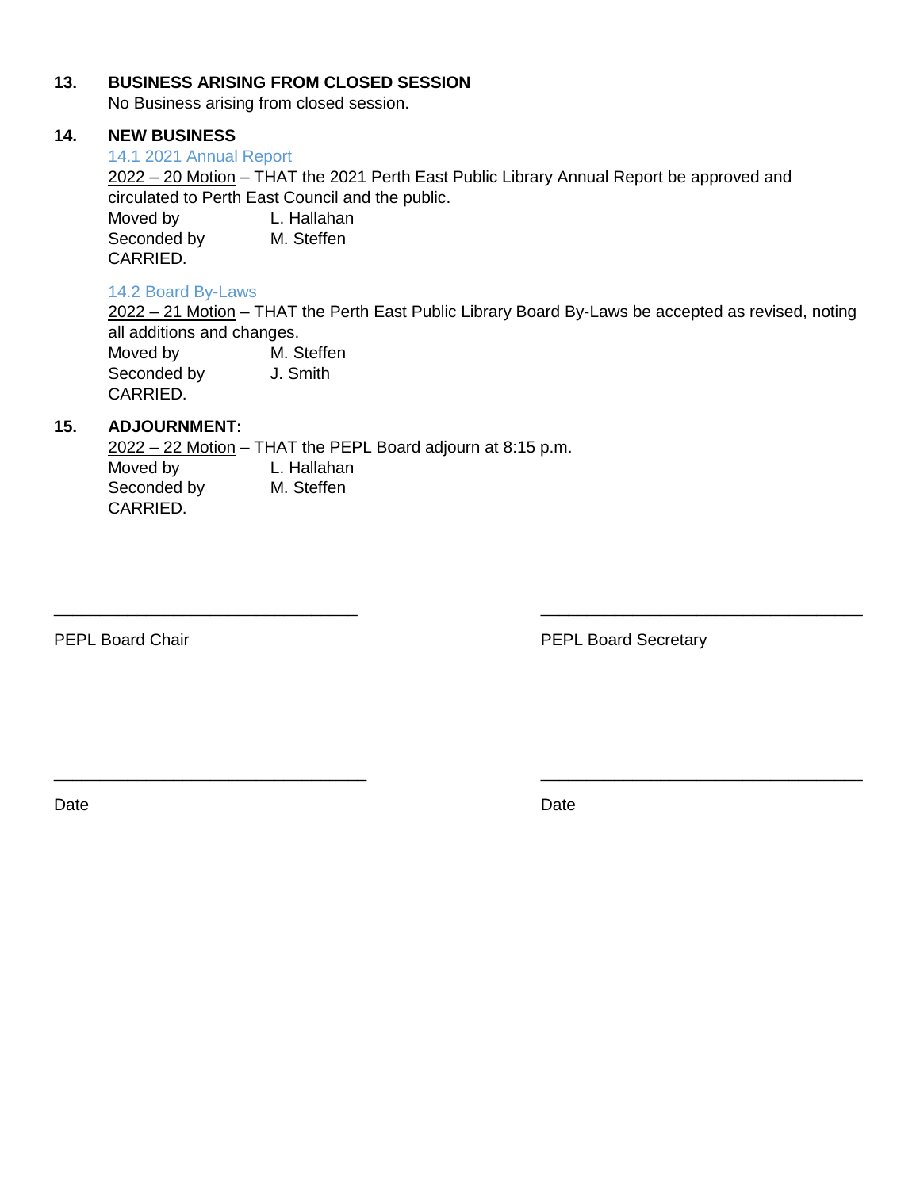## 13. BUSINESS ARISING FROM CLOSED SESSION

No Business arising from closed session.

## 14. NEW BUSINESS

### 14.1 2021 Annual Report

2022 – 20 Motion – THAT the 2021 Perth East Public Library Annual Report be approved and circulated to Perth East Council and the public.

Moved by L. Hallahan
Seconded by M. Steffen
CARRIED.

### 14.2 Board By-Laws

2022 – 21 Motion – THAT the Perth East Public Library Board By-Laws be accepted as revised, noting all additions and changes.

Moved by M. Steffen
Seconded by J. Smith
CARRIED.

## 15. ADJOURNMENT:

2022 – 22 Motion – THAT the PEPL Board adjourn at 8:15 p.m.

Moved by L. Hallahan
Seconded by M. Steffen
CARRIED.

_________________________________ _________________________________

PEPL Board Chair PEPL Board Secretary

_________________________________ _________________________________

Date Date